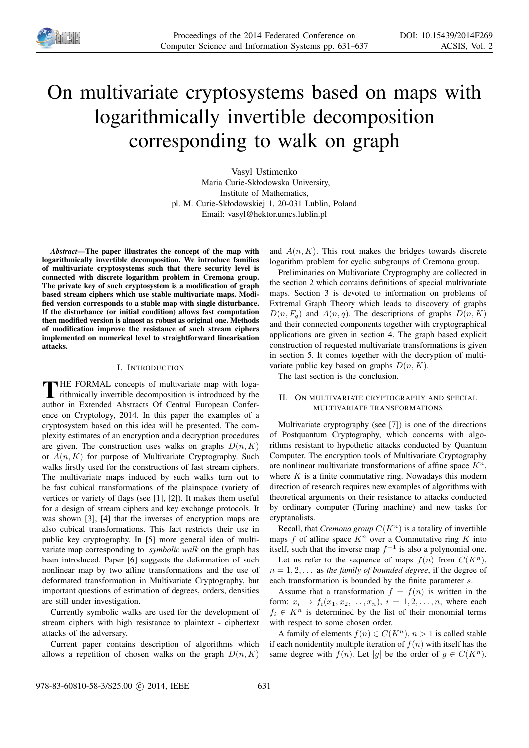…

# On multivariate cryptosystems based on maps with logarithmically invertible decomposition corresponding to walk on graph

Vasyl Ustimenko
Maria Curie-Skłodowska University,
Institute of Mathematics,
pl. M. Curie-Skłodowskiej 1, 20-031 Lublin, Poland
Email: vasyl@hektor.umcs.lublin.pl

***Abstract*—The paper illustrates the concept of the map with logarithmically invertible decomposition. We introduce families of multivariate cryptosystems such that there security level is connected with discrete logarithm problem in Cremona group. The private key of such cryptosystem is a modification of graph based stream ciphers which use stable multivariate maps. Modified version corresponds to a stable map with single disturbance. If the disturbance (or initial condition) allows fast computation then modified version is almost as robust as original one. Methods of modification improve the resistance of such stream ciphers implemented on numerical level to straightforward linearisation attacks.**

## I. Introduction

The FORMAL concepts of multivariate map with logarithmically invertible decomposition is introduced by the author in Extended Abstracts Of Central European Conference on Cryptology, 2014. In this paper the examples of a cryptosystem based on this idea will be presented. The complexity estimates of an encryption and a decryption procedures are given. The construction uses walks on graphs $D(n, K)$ or $A(n, K)$ for purpose of Multivariate Cryptography. Such walks firstly used for the constructions of fast stream ciphers. The multivariate maps induced by such walks turn out to be fast cubical transformations of the plainspace (variety of vertices or variety of flags (see [1], [2]). It makes them useful for a design of stream ciphers and key exchange protocols. It was shown [3], [4] that the inverses of encryption maps are also cubical transformations. This fact restricts their use in public key cryptography. In [5] more general idea of multivariate map corresponding to *symbolic walk* on the graph has been introduced. Paper [6] suggests the deformation of such nonlinear map by two affine transformations and the use of deformated transformation in Multivariate Cryptography, but important questions of estimation of degrees, orders, densities are still under investigation.

Currently symbolic walks are used for the development of stream ciphers with high resistance to plaintext - ciphertext attacks of the adversary.

Current paper contains description of algorithms which allows a repetition of chosen walks on the graph $D(n, K)$ and $A(n, K)$. This rout makes the bridges towards discrete logarithm problem for cyclic subgroups of Cremona group.

Preliminaries on Multivariate Cryptography are collected in the section 2 which contains definitions of special multivariate maps. Section 3 is devoted to information on problems of Extremal Graph Theory which leads to discovery of graphs $D(n, F_q)$ and $A(n, q)$. The descriptions of graphs $D(n, K)$ and their connected components together with cryptographical applications are given in section 4. The graph based explicit construction of requested multivariate transformations is given in section 5. It comes together with the decryption of multivariate public key based on graphs $D(n, K)$.

The last section is the conclusion.

## II. On multivariate cryptography and special multivariate transformations

Multivariate cryptography (see [7]) is one of the directions of Postquantum Cryptography, which concerns with algorithms resistant to hypothetic attacks conducted by Quantum Computer. The encryption tools of Multivariate Cryptography are nonlinear multivariate transformations of affine space $K^n$, where $K$ is a finite commutative ring. Nowadays this modern direction of research requires new examples of algorithms with theoretical arguments on their resistance to attacks conducted by ordinary computer (Turing machine) and new tasks for cryptanalists.

Recall, that *Cremona group* $C(K^n)$ is a totality of invertible maps $f$ of affine space $K^n$ over a Commutative ring $K$ into itself, such that the inverse map $f^{-1}$ is also a polynomial one.

Let us refer to the sequence of maps $f(n)$ from $C(K^n)$, $n = 1, 2, \ldots$ as *the family of bounded degree*, if the degree of each transformation is bounded by the finite parameter $s$.

Assume that a transformation $f = f(n)$ is written in the form: $x_i \to f_i(x_1, x_2, \ldots, x_n)$, $i = 1, 2, \ldots, n$, where each $f_i \in K^n$ is determined by the list of their monomial terms with respect to some chosen order.

A family of elements $f(n) \in C(K^n)$, $n > 1$ is called stable if each nonidentity multiple iteration of $f(n)$ with itself has the same degree with $f(n)$. Let $|g|$ be the order of $g \in C(K^n)$.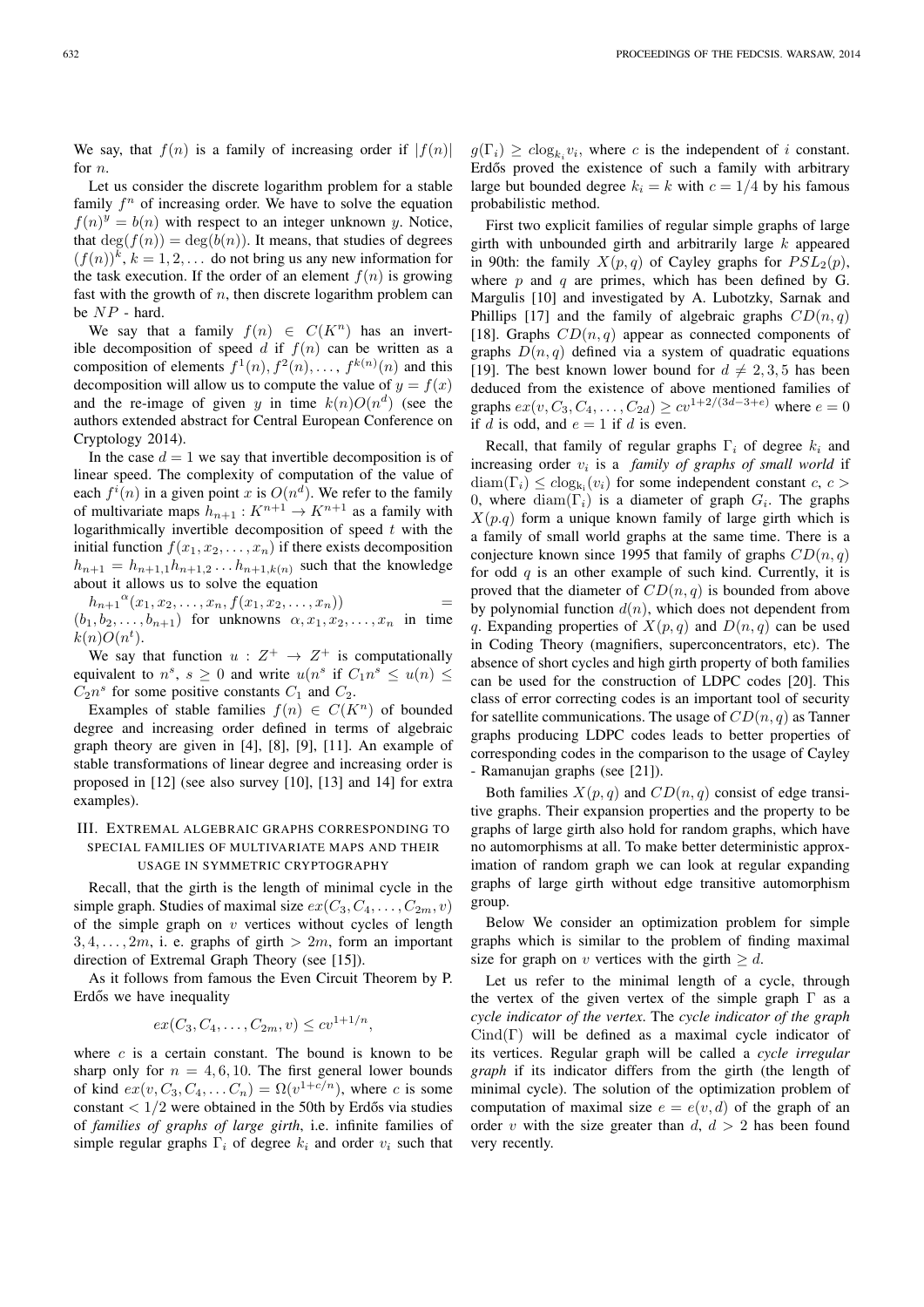We say, that $f(n)$ is a family of increasing order if $|f(n)|$ for $n$.

Let us consider the discrete logarithm problem for a stable family $f^n$ of increasing order. We have to solve the equation $f(n)^y = b(n)$ with respect to an integer unknown $y$. Notice, that $\deg(f(n)) = \deg(b(n))$. It means, that studies of degrees $(f(n))^k$, $k = 1, 2, \ldots$ do not bring us any new information for the task execution. If the order of an element $f(n)$ is growing fast with the growth of $n$, then discrete logarithm problem can be $NP$ - hard.

We say that a family $f(n) \in C(K^n)$ has an invertible decomposition of speed $d$ if $f(n)$ can be written as a composition of elements $f^1(n), f^2(n), \ldots, f^{k(n)}(n)$ and this decomposition will allow us to compute the value of $y = f(x)$ and the re-image of given $y$ in time $k(n)O(n^d)$ (see the authors extended abstract for Central European Conference on Cryptology 2014).

In the case $d = 1$ we say that invertible decomposition is of linear speed. The complexity of computation of the value of each $f^i(n)$ in a given point $x$ is $O(n^d)$. We refer to the family of multivariate maps $h_{n+1} : K^{n+1} \to K^{n+1}$ as a family with logarithmically invertible decomposition of speed $t$ with the initial function $f(x_1, x_2, \ldots, x_n)$ if there exists decomposition $h_{n+1} = h_{n+1,1}h_{n+1,2} \ldots h_{n+1,k(n)}$ such that the knowledge about it allows us to solve the equation

${h_{n+1}}^{\alpha}(x_1, x_2, \ldots, x_n, f(x_1, x_2, \ldots, x_n)) = (b_1, b_2, \ldots, b_{n+1})$ for unknowns $\alpha, x_1, x_2, \ldots, x_n$ in time $k(n)O(n^t)$.

We say that function $u : Z^+ \to Z^+$ is computationally equivalent to $n^s$, $s \geq 0$ and write $u(n^s$ if $C_1 n^s \leq u(n) \leq C_2 n^s$ for some positive constants $C_1$ and $C_2$.

Examples of stable families $f(n) \in C(K^n)$ of bounded degree and increasing order defined in terms of algebraic graph theory are given in [4], [8], [9], [11]. An example of stable transformations of linear degree and increasing order is proposed in [12] (see also survey [10], [13] and 14] for extra examples).

## III. Extremal algebraic graphs corresponding to special families of multivariate maps and their usage in symmetric cryptography

Recall, that the girth is the length of minimal cycle in the simple graph. Studies of maximal size $ex(C_3, C_4, \ldots, C_{2m}, v)$ of the simple graph on $v$ vertices without cycles of length $3, 4, \ldots, 2m$, i. e. graphs of girth $> 2m$, form an important direction of Extremal Graph Theory (see [15]).

As it follows from famous the Even Circuit Theorem by P. Erdős we have inequality

$$ex(C_3, C_4, \ldots, C_{2m}, v) \leq cv^{1+1/n},$$

where $c$ is a certain constant. The bound is known to be sharp only for $n = 4, 6, 10$. The first general lower bounds of kind $ex(v, C_3, C_4, \ldots C_n) = \Omega(v^{1+c/n})$, where $c$ is some constant $< 1/2$ were obtained in the 50th by Erdős via studies of *families of graphs of large girth*, i.e. infinite families of simple regular graphs $\Gamma_i$ of degree $k_i$ and order $v_i$ such that $g(\Gamma_i) \geq c\log_{k_i} v_i$, where $c$ is the independent of $i$ constant. Erdős proved the existence of such a family with arbitrary large but bounded degree $k_i = k$ with $c = 1/4$ by his famous probabilistic method.

First two explicit families of regular simple graphs of large girth with unbounded girth and arbitrarily large $k$ appeared in 90th: the family $X(p, q)$ of Cayley graphs for $PSL_2(p)$, where $p$ and $q$ are primes, which has been defined by G. Margulis [10] and investigated by A. Lubotzky, Sarnak and Phillips [17] and the family of algebraic graphs $CD(n, q)$ [18]. Graphs $CD(n, q)$ appear as connected components of graphs $D(n, q)$ defined via a system of quadratic equations [19]. The best known lower bound for $d \neq 2, 3, 5$ has been deduced from the existence of above mentioned families of graphs $ex(v, C_3, C_4, \ldots, C_{2d}) \geq cv^{1+2/(3d-3+e)}$ where $e = 0$ if $d$ is odd, and $e = 1$ if $d$ is even.

Recall, that family of regular graphs $\Gamma_i$ of degree $k_i$ and increasing order $v_i$ is a *family of graphs of small world* if $\mathrm{diam}(\Gamma_i) \leq c\log_{\mathrm{k_i}}(v_i)$ for some independent constant $c$, $c > 0$, where $\mathrm{diam}(\Gamma_i)$ is a diameter of graph $G_i$. The graphs $X(p.q)$ form a unique known family of large girth which is a family of small world graphs at the same time. There is a conjecture known since 1995 that family of graphs $CD(n, q)$ for odd $q$ is an other example of such kind. Currently, it is proved that the diameter of $CD(n, q)$ is bounded from above by polynomial function $d(n)$, which does not dependent from $q$. Expanding properties of $X(p, q)$ and $D(n, q)$ can be used in Coding Theory (magnifiers, superconcentrators, etc). The absence of short cycles and high girth property of both families can be used for the construction of LDPC codes [20]. This class of error correcting codes is an important tool of security for satellite communications. The usage of $CD(n, q)$ as Tanner graphs producing LDPC codes leads to better properties of corresponding codes in the comparison to the usage of Cayley - Ramanujan graphs (see [21]).

Both families $X(p, q)$ and $CD(n, q)$ consist of edge transitive graphs. Their expansion properties and the property to be graphs of large girth also hold for random graphs, which have no automorphisms at all. To make better deterministic approximation of random graph we can look at regular expanding graphs of large girth without edge transitive automorphism group.

Below We consider an optimization problem for simple graphs which is similar to the problem of finding maximal size for graph on $v$ vertices with the girth $\geq d$.

Let us refer to the minimal length of a cycle, through the vertex of the given vertex of the simple graph $\Gamma$ as a *cycle indicator of the vertex*. The *cycle indicator of the graph* $\mathrm{Cind}(\Gamma)$ will be defined as a maximal cycle indicator of its vertices. Regular graph will be called a *cycle irregular graph* if its indicator differs from the girth (the length of minimal cycle). The solution of the optimization problem of computation of maximal size $e = e(v, d)$ of the graph of an order $v$ with the size greater than $d$, $d > 2$ has been found very recently.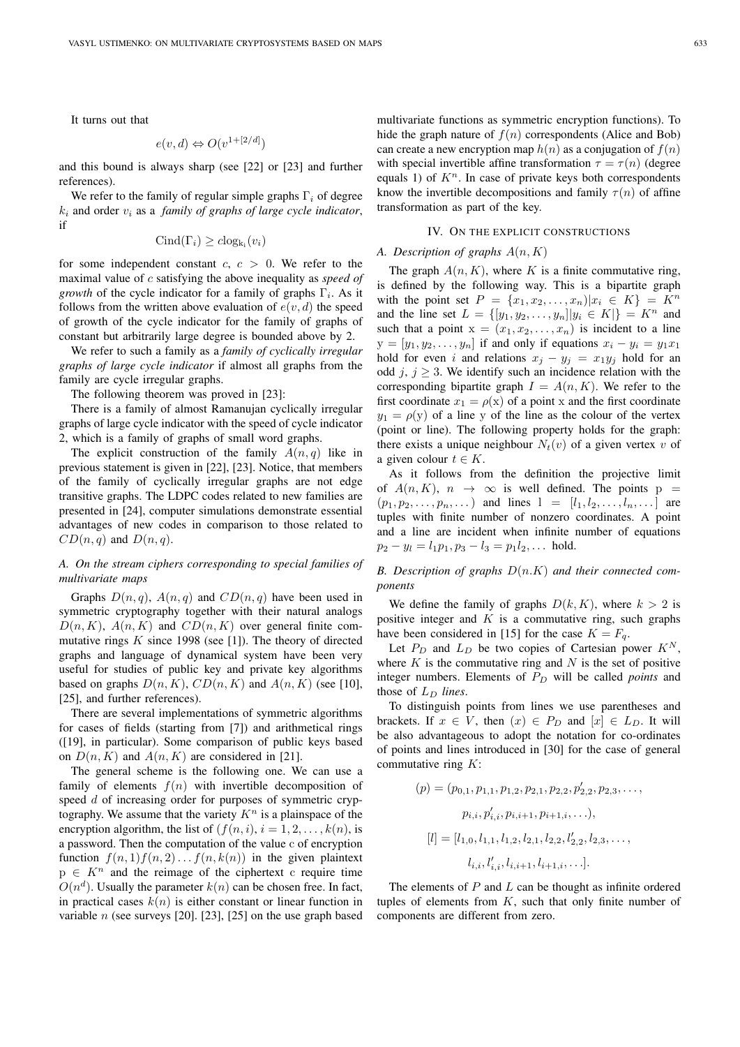It turns out that

$$e(v,d) \Leftrightarrow O(v^{1+[2/d]})$$

and this bound is always sharp (see [22] or [23] and further references).

We refer to the family of regular simple graphs $\Gamma_i$ of degree $k_i$ and order $v_i$ as a *family of graphs of large cycle indicator*, if

$$\mathrm{Cind}(\Gamma_i) \geq c\log_{k_i}(v_i)$$

for some independent constant $c$, $c > 0$. We refer to the maximal value of $c$ satisfying the above inequality as *speed of growth* of the cycle indicator for a family of graphs $\Gamma_i$. As it follows from the written above evaluation of $e(v,d)$ the speed of growth of the cycle indicator for the family of graphs of constant but arbitrarily large degree is bounded above by 2.

We refer to such a family as a *family of cyclically irregular graphs of large cycle indicator* if almost all graphs from the family are cycle irregular graphs.

The following theorem was proved in [23]:

There is a family of almost Ramanujan cyclically irregular graphs of large cycle indicator with the speed of cycle indicator 2, which is a family of graphs of small word graphs.

The explicit construction of the family $A(n,q)$ like in previous statement is given in [22], [23]. Notice, that members of the family of cyclically irregular graphs are not edge transitive graphs. The LDPC codes related to new families are presented in [24], computer simulations demonstrate essential advantages of new codes in comparison to those related to $CD(n,q)$ and $D(n,q)$.

### A. On the stream ciphers corresponding to special families of multivariate maps

Graphs $D(n,q)$, $A(n,q)$ and $CD(n,q)$ have been used in symmetric cryptography together with their natural analogs $D(n,K)$, $A(n,K)$ and $CD(n,K)$ over general finite commutative rings $K$ since 1998 (see [1]). The theory of directed graphs and language of dynamical system have been very useful for studies of public key and private key algorithms based on graphs $D(n,K)$, $CD(n,K)$ and $A(n,K)$ (see [10], [25], and further references).

There are several implementations of symmetric algorithms for cases of fields (starting from [7]) and arithmetical rings ([19], in particular). Some comparison of public keys based on $D(n,K)$ and $A(n,K)$ are considered in [21].

The general scheme is the following one. We can use a family of elements $f(n)$ with invertible decomposition of speed $d$ of increasing order for purposes of symmetric cryptography. We assume that the variety $K^n$ is a plainspace of the encryption algorithm, the list of $(f(n,i), i = 1,2,\ldots,k(n)$, is a password. Then the computation of the value c of encryption function $f(n,1)f(n,2)\ldots f(n,k(n))$ in the given plaintext $\mathrm{p} \in K^n$ and the reimage of the ciphertext c require time $O(n^d)$. Usually the parameter $k(n)$ can be chosen free. In fact, in practical cases $k(n)$ is either constant or linear function in variable $n$ (see surveys [20]. [23], [25] on the use graph based multivariate functions as symmetric encryption functions). To hide the graph nature of $f(n)$ correspondents (Alice and Bob) can create a new encryption map $h(n)$ as a conjugation of $f(n)$ with special invertible affine transformation $\tau = \tau(n)$ (degree equals 1) of $K^n$. In case of private keys both correspondents know the invertible decompositions and family $\tau(n)$ of affine transformation as part of the key.

## IV. On the explicit constructions

### A. Description of graphs $A(n,K)$

The graph $A(n,K)$, where $K$ is a finite commutative ring, is defined by the following way. This is a bipartite graph with the point set $P = \{x_1, x_2, \ldots, x_n) | x_i \in K\} = K^n$ and the line set $L = \{[y_1, y_2, \ldots, y_n] | y_i \in K|\} = K^n$ and such that a point $\mathrm{x} = (x_1, x_2, \ldots, x_n)$ is incident to a line $\mathrm{y} = [y_1, y_2, \ldots, y_n]$ if and only if equations $x_i - y_i = y_1 x_1$ hold for even $i$ and relations $x_j - y_j = x_1 y_j$ hold for an odd $j$, $j \geq 3$. We identify such an incidence relation with the corresponding bipartite graph $I = A(n,K)$. We refer to the first coordinate $x_1 = \rho(\mathrm{x})$ of a point x and the first coordinate $y_1 = \rho(\mathrm{y})$ of a line y of the line as the colour of the vertex (point or line). The following property holds for the graph: there exists a unique neighbour $N_t(v)$ of a given vertex $v$ of a given colour $t \in K$.

As it follows from the definition the projective limit of $A(n,K)$, $n \to \infty$ is well defined. The points $\mathrm{p} = (p_1, p_2, \ldots, p_n, \ldots)$ and lines $\mathrm{l} = [l_1, l_2, \ldots, l_n, \ldots]$ are tuples with finite number of nonzero coordinates. A point and a line are incident when infinite number of equations $p_2 - y_l = l_1 p_1, p_3 - l_3 = p_1 l_2, \ldots$ hold.

### B. Description of graphs $D(n.K)$ and their connected components

We define the family of graphs $D(k,K)$, where $k > 2$ is positive integer and $K$ is a commutative ring, such graphs have been considered in [15] for the case $K = F_q$.

Let $P_D$ and $L_D$ be two copies of Cartesian power $K^N$, where $K$ is the commutative ring and $N$ is the set of positive integer numbers. Elements of $P_D$ will be called *points* and those of $L_D$ *lines*.

To distinguish points from lines we use parentheses and brackets. If $x \in V$, then $(x) \in P_D$ and $[x] \in L_D$. It will be also advantageous to adopt the notation for co-ordinates of points and lines introduced in [30] for the case of general commutative ring $K$:

$$(p) = (p_{0,1}, p_{1,1}, p_{1,2}, p_{2,1}, p_{2,2}, p'_{2,2}, p_{2,3}, \ldots,$$
$$p_{i,i}, p'_{i,i}, p_{i,i+1}, p_{i+1,i}, \ldots),$$
$$[l] = [l_{1,0}, l_{1,1}, l_{1,2}, l_{2,1}, l_{2,2}, l'_{2,2}, l_{2,3}, \ldots,$$
$$l_{i,i}, l'_{i,i}, l_{i,i+1}, l_{i+1,i}, \ldots].$$

The elements of $P$ and $L$ can be thought as infinite ordered tuples of elements from $K$, such that only finite number of components are different from zero.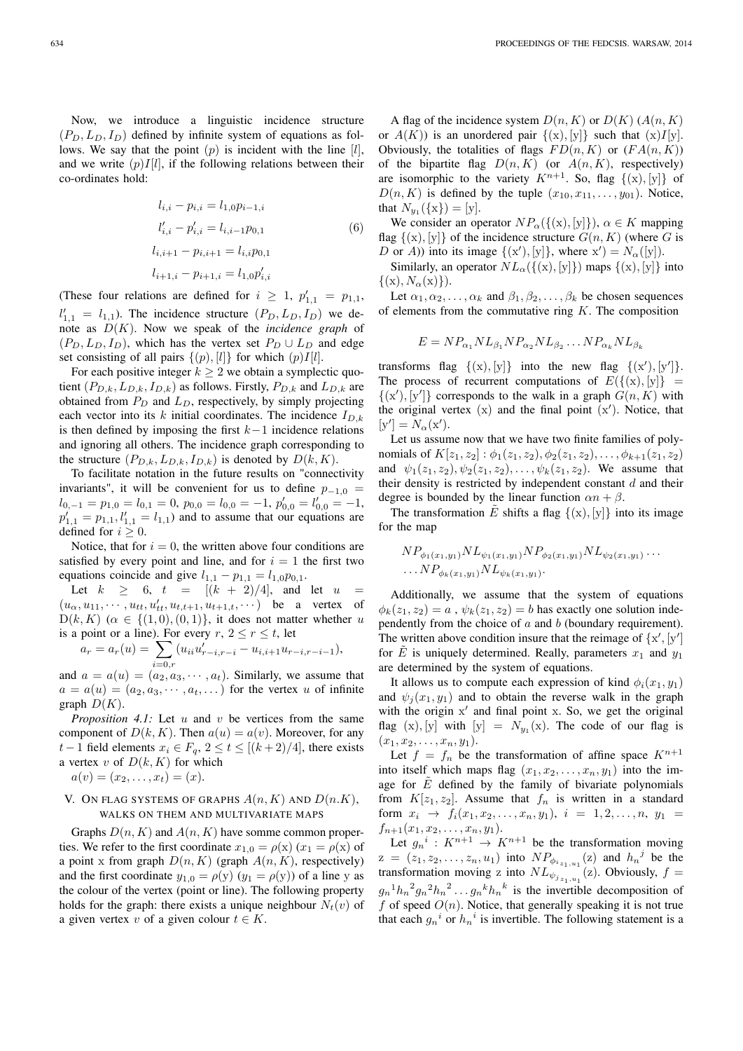Now, we introduce a linguistic incidence structure $(P_D, L_D, I_D)$ defined by infinite system of equations as follows. We say that the point $(p)$ is incident with the line $[l]$, and we write $(p)I[l]$, if the following relations between their co-ordinates hold:

$$
\begin{aligned}
l_{i,i} - p_{i,i} &= l_{1,0}p_{i-1,i} \\
l'_{i,i} - p'_{i,i} &= l_{i,i-1}p_{0,1} \\
l_{i,i+1} - p_{i,i+1} &= l_{i,i}p_{0,1} \\
l_{i+1,i} - p_{i+1,i} &= l_{1,0}p'_{i,i}
\end{aligned}
\tag{6}
$$

(These four relations are defined for $i \geq 1$, $p'_{1,1} = p_{1,1}$, $l'_{1,1} = l_{1,1}$). The incidence structure $(P_D, L_D, I_D)$ we denote as $D(K)$. Now we speak of the *incidence graph* of $(P_D, L_D, I_D)$, which has the vertex set $P_D \cup L_D$ and edge set consisting of all pairs $\{(p), [l]\}$ for which $(p)I[l]$.

For each positive integer $k \geq 2$ we obtain a symplectic quotient $(P_{D,k}, L_{D,k}, I_{D,k})$ as follows. Firstly, $P_{D,k}$ and $L_{D,k}$ are obtained from $P_D$ and $L_D$, respectively, by simply projecting each vector into its $k$ initial coordinates. The incidence $I_{D,k}$ is then defined by imposing the first $k-1$ incidence relations and ignoring all others. The incidence graph corresponding to the structure $(P_{D,k}, L_{D,k}, I_{D,k})$ is denoted by $D(k, K)$.

To facilitate notation in the future results on "connectivity invariants", it will be convenient for us to define $p_{-1,0} = l_{0,-1} = p_{1,0} = l_{0,1} = 0$, $p_{0,0} = l_{0,0} = -1$, $p'_{0,0} = l'_{0,0} = -1$, $p'_{1,1} = p_{1,1}, l'_{1,1} = l_{1,1}$) and to assume that our equations are defined for $i \geq 0$.

Notice, that for $i = 0$, the written above four conditions are satisfied by every point and line, and for $i = 1$ the first two equations coincide and give $l_{1,1} - p_{1,1} = l_{1,0}p_{0,1}$.

Let $k \geq 6$, $t = [(k + 2)/4]$, and let $u = (u_\alpha, u_{11}, \cdots, u_{tt}, u'_{tt}, u_{t,t+1}, u_{t+1,t}, \cdots)$ be a vertex of $D(k, K)$ ($\alpha \in \{(1,0),(0,1)\}$, it does not matter whether $u$ is a point or a line). For every $r$, $2 \leq r \leq t$, let

$$a_r = a_r(u) = \sum_{i=0,r} (u_{ii}u'_{r-i,r-i} - u_{i,i+1}u_{r-i,r-i-1}),$$

and $a = a(u) = (a_2, a_3, \cdots, a_t)$. Similarly, we assume that $a = a(u) = (a_2, a_3, \cdots, a_t, \dots)$ for the vertex $u$ of infinite graph $D(K)$.

*Proposition 4.1:* Let $u$ and $v$ be vertices from the same component of $D(k, K)$. Then $a(u) = a(v)$. Moreover, for any $t-1$ field elements $x_i \in F_q$, $2 \leq t \leq [(k+2)/4]$, there exists a vertex $v$ of $D(k, K)$ for which

$a(v) = (x_2, \dots, x_t) = (x)$.

## V. On flag systems of graphs $A(n, K)$ and $D(n.K)$, walks on them and multivariate maps

Graphs $D(n, K)$ and $A(n, K)$ have somme common properties. We refer to the first coordinate $x_{1,0} = \rho(\mathrm{x})$ ($x_1 = \rho(\mathrm{x})$ of a point x from graph $D(n, K)$ (graph $A(n, K)$, respectively) and the first coordinate $y_{1,0} = \rho(\mathrm{y})$ ($y_1 = \rho(\mathrm{y})$) of a line y as the colour of the vertex (point or line). The following property holds for the graph: there exists a unique neighbour $N_t(v)$ of a given vertex $v$ of a given colour $t \in K$.

A flag of the incidence system $D(n, K)$ or $D(K)$ ($A(n, K)$ or $A(K)$) is an unordered pair $\{(\mathrm{x}), [\mathrm{y}]\}$ such that $(\mathrm{x})I[\mathrm{y}]$. Obviously, the totalities of flags $FD(n, K)$ or $(FA(n, K))$ of the bipartite flag $D(n, K)$ (or $A(n, K)$, respectively) are isomorphic to the variety $K^{n+1}$. So, flag $\{(\mathrm{x}), [\mathrm{y}]\}$ of $D(n, K)$ is defined by the tuple $(x_{10}, x_{11}, \dots, y_{01})$. Notice, that $N_{y_1}(\{\mathrm{x}\}) = [\mathrm{y}]$.

We consider an operator $NP_\alpha(\{(\mathrm{x}), [\mathrm{y}]\})$, $\alpha \in K$ mapping flag $\{(\mathrm{x}), [\mathrm{y}]\}$ of the incidence structure $G(n, K)$ (where $G$ is $D$ or $A$)) into its image $\{(\mathrm{x}'), [\mathrm{y}]\}$, where $\mathrm{x}') = N_\alpha([\mathrm{y}])$.

Similarly, an operator $NL_\alpha(\{(\mathrm{x}), [\mathrm{y}]\})$ maps $\{(\mathrm{x}), [\mathrm{y}]\}$ into $\{(\mathrm{x}), N_\alpha(\mathrm{x})\}$).

Let $\alpha_1, \alpha_2, \dots, \alpha_k$ and $\beta_1, \beta_2, \dots, \beta_k$ be chosen sequences of elements from the commutative ring $K$. The composition

$$E = NP_{\alpha_1}NL_{\beta_1}NP_{\alpha_2}NL_{\beta_2} \dots NP_{\alpha_k}NL_{\beta_k}$$

transforms flag $\{(\mathrm{x}), [\mathrm{y}]\}$ into the new flag $\{(\mathrm{x}'), [\mathrm{y}']\}$. The process of recurrent computations of $E(\{(\mathrm{x}), [\mathrm{y}]\} = \{(\mathrm{x}'), [\mathrm{y}']\}$ corresponds to the walk in a graph $G(n, K)$ with the original vertex $(\mathrm{x})$ and the final point $(\mathrm{x}')$. Notice, that $[\mathrm{y}'] = N_\alpha(\mathrm{x}')$.

Let us assume now that we have two finite families of polynomials of $K[z_1, z_2]$ : $\phi_1(z_1, z_2), \phi_2(z_1, z_2), \dots, \phi_{k+1}(z_1, z_2)$ and $\psi_1(z_1, z_2), \psi_2(z_1, z_2), \dots, \psi_k(z_1, z_2)$. We assume that their density is restricted by independent constant $d$ and their degree is bounded by the linear function $\alpha n + \beta$.

The transformation $\tilde{E}$ shifts a flag $\{(\mathrm{x}), [\mathrm{y}]\}$ into its image for the map

$$NP_{\phi_1(x_1,y_1)}NL_{\psi_1(x_1,y_1)}NP_{\phi_2(x_1,y_1)}NL_{\psi_2(x_1,y_1)} \dots$$
$$\dots NP_{\phi_k(x_1,y_1)}NL_{\psi_k(x_1,y_1)}.$$

Additionally, we assume that the system of equations $\phi_k(z_1, z_2) = a$ , $\psi_k(z_1, z_2) = b$ has exactly one solution independently from the choice of $a$ and $b$ (boundary requirement). The written above condition insure that the reimage of $\{\mathrm{x}', [\mathrm{y}']$ for $\tilde{E}$ is uniquely determined. Really, parameters $x_1$ and $y_1$ are determined by the system of equations.

It allows us to compute each expression of kind $\phi_i(x_1, y_1)$ and $\psi_j(x_1, y_1)$ and to obtain the reverse walk in the graph with the origin $\mathrm{x}'$ and final point x. So, we get the original flag $(\mathrm{x}), [\mathrm{y}]$ with $[\mathrm{y}] = N_{y_1}(\mathrm{x})$. The code of our flag is $(x_1, x_2, \dots, x_n, y_1)$.

Let $f = f_n$ be the transformation of affine space $K^{n+1}$ into itself which maps flag $(x_1, x_2, \dots, x_n, y_1)$ into the image for $\tilde{E}$ defined by the family of bivariate polynomials from $K[z_1, z_2]$. Assume that $f_n$ is written in a standard form $x_i \to f_i(x_1, x_2, \dots, x_n, y_1)$, $i = 1, 2, \dots, n$, $y_1 = f_{n+1}(x_1, x_2, \dots, x_n, y_1)$.

Let ${g_n}^i : K^{n+1} \to K^{n+1}$ be the transformation moving $\mathrm{z} = (z_1, z_2, \dots, z_n, u_1)$ into $NP_{\phi_{i_{z_1,u_1}}}(\mathrm{z})$ and ${h_n}^j$ be the transformation moving z into $NL_{\psi_{j_{z_1,u_1}}}(\mathrm{z})$. Obviously, $f = {g_n}^1{h_n}^2{g_n}^2{h_n}^2 \dots {g_n}^k{h_n}^k$ is the invertible decomposition of $f$ of speed $O(n)$. Notice, that generally speaking it is not true that each ${g_n}^i$ or ${h_n}^i$ is invertible. The following statement is a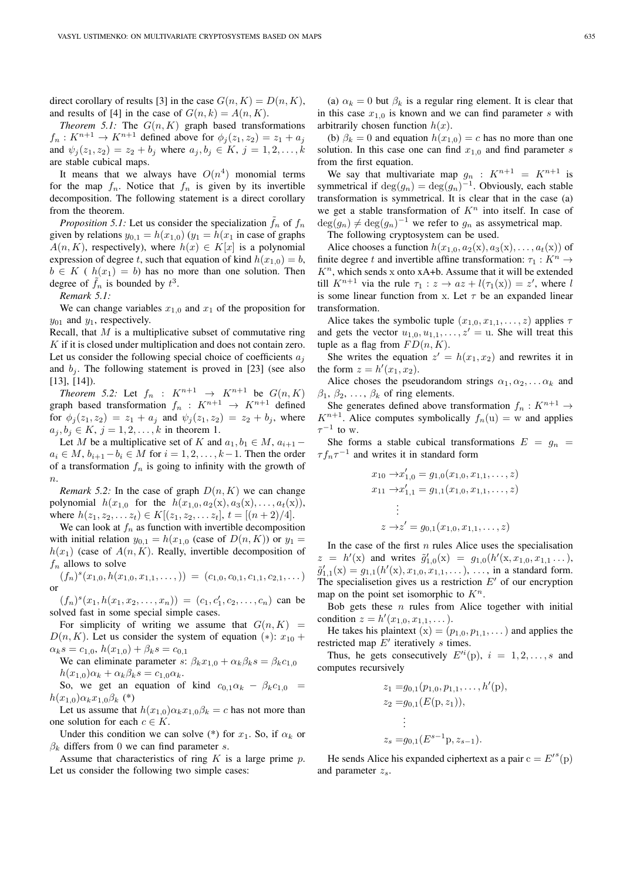direct corollary of results [3] in the case $G(n,K) = D(n,K)$, and results of [4] in the case of $G(n,k) = A(n,K)$.

*Theorem 5.1:* The $G(n,K)$ graph based transformations $f_n : K^{n+1} \to K^{n+1}$ defined above for $\phi_j(z_1,z_2) = z_1 + a_j$ and $\psi_j(z_1,z_2) = z_2 + b_j$ where $a_j, b_j \in K$, $j = 1,2,\ldots,k$ are stable cubical maps.

It means that we always have $O(n^4)$ monomial terms for the map $f_n$. Notice that $f_n$ is given by its invertible decomposition. The following statement is a direct corollary from the theorem.

*Proposition 5.1:* Let us consider the specialization $\tilde{f}_n$ of $f_n$ given by relations $y_{0,1} = h(x_{1,0})$ ($y_1 = h(x_1$ in case of graphs $A(n,K)$, respectively), where $h(x) \in K[x]$ is a polynomial expression of degree $t$, such that equation of kind $h(x_{1,0}) = b$, $b \in K$ ( $h(x_1) = b$) has no more than one solution. Then degree of $\tilde{f}_n$ is bounded by $t^3$.

*Remark 5.1:*

We can change variables $x_{1,0}$ and $x_1$ of the proposition for $y_{01}$ and $y_1$, respectively.

Recall, that $M$ is a multiplicative subset of commutative ring $K$ if it is closed under multiplication and does not contain zero. Let us consider the following special choice of coefficients $a_j$ and $b_j$. The following statement is proved in [23] (see also [13], [14]).

*Theorem 5.2:* Let $f_n : K^{n+1} \to K^{n+1}$ be $G(n,K)$ graph based transformation $f_n : K^{n+1} \to K^{n+1}$ defined for $\phi_j(z_1,z_2) = z_1 + a_j$ and $\psi_j(z_1,z_2) = z_2 + b_j$, where $a_j, b_j \in K$, $j = 1,2,\ldots,k$ in theorem 1.

Let $M$ be a multiplicative set of $K$ and $a_1, b_1 \in M$, $a_{i+1} - a_i \in M$, $b_{i+1} - b_i \in M$ for $i = 1,2,\ldots,k-1$. Then the order of a transformation $f_n$ is going to infinity with the growth of $n$.

*Remark 5.2:* In the case of graph $D(n,K)$ we can change polynomial $h(x_{1,0}$ for the $h(x_{1,0}, a_2(\mathrm{x}), a_3(\mathrm{x}), \ldots, a_t(\mathrm{x}))$, where $h(z_1,z_2,\ldots z_t) \in K[(z_1,z_2,\ldots z_t]$, $t = [(n+2)/4]$.

We can look at $f_n$ as function with invertible decomposition with initial relation $y_{0,1} = h(x_{1,0}$ (case of $D(n,K)$) or $y_1 = h(x_1)$ (case of $A(n,K)$. Really, invertible decomposition of $f_n$ allows to solve

$(f_n)^s(x_{1,0}, h(x_{1,0}, x_{1,1}, \ldots,)) = (c_{1,0}, c_{0,1}, c_{1,1}, c_{2,1}, \ldots)$ or

$(f_n)^s(x_1, h(x_1, x_2, \ldots, x_n)) = (c_1, c_1', c_2, \ldots, c_n)$ can be solved fast in some special simple cases.

For simplicity of writing we assume that $G(n,K) = D(n,K)$. Let us consider the system of equation (*): $x_{10} + \alpha_k s = c_{1,0}$, $h(x_{1,0}) + \beta_k s = c_{0,1}$

We can eliminate parameter $s$: $\beta_k x_{1,0} + \alpha_k \beta_k s = \beta_k c_{1,0}$ $h(x_{1,0})\alpha_k + \alpha_k \beta_k s = c_{1,0}\alpha_k$.

So, we get an equation of kind $c_{0,1}\alpha_k - \beta_k c_{1,0} = h(x_{1,0})\alpha_k x_{1,0}\beta_k$ (*)

Let us assume that $h(x_{1,0})\alpha_k x_{1,0}\beta_k = c$ has not more than one solution for each $c \in K$.

Under this condition we can solve (*) for $x_1$. So, if $\alpha_k$ or $\beta_k$ differs from 0 we can find parameter $s$.

Assume that characteristics of ring $K$ is a large prime $p$. Let us consider the following two simple cases:

(a) $\alpha_k = 0$ but $\beta_k$ is a regular ring element. It is clear that in this case $x_{1,0}$ is known and we can find parameter $s$ with arbitrarily chosen function $h(x)$.

(b) $\beta_k = 0$ and equation $h(x_{1,0}) = c$ has no more than one solution. In this case one can find $x_{1,0}$ and find parameter $s$ from the first equation.

We say that multivariate map $g_n : K^{n+1} = K^{n+1}$ is symmetrical if $\deg(g_n) = \deg(g_n)^{-1}$. Obviously, each stable transformation is symmetrical. It is clear that in the case (a) we get a stable transformation of $K^n$ into itself. In case of $\deg(g_n) \neq \deg(g_n)^{-1}$ we refer to $g_n$ as assymetrical map.

The following cryptosystem can be used.

Alice chooses a function $h(x_{1,0}, a_2(\mathrm{x}), a_3(\mathrm{x}), \ldots, a_t(\mathrm{x}))$ of finite degree $t$ and invertible affine transformation: $\tau_1 : K^n \to K^n$, which sends x onto xA+b. Assume that it will be extended till $K^{n+1}$ via the rule $\tau_1 : z \to az + l(\tau_1(\mathrm{x})) = z'$, where $l$ is some linear function from x. Let $\tau$ be an expanded linear transformation.

Alice takes the symbolic tuple $(x_{1,0}, x_{1,1}, \ldots, z)$ applies $\tau$ and gets the vector $u_{1,0}, u_{1,1}, \ldots, z' =$ u. She will treat this tuple as a flag from $FD(n,K)$.

She writes the equation $z' = h(x_1, x_2)$ and rewrites it in the form $z = h'(x_1, x_2)$.

Alice choses the pseudorandom strings $\alpha_1, \alpha_2, \ldots \alpha_k$ and $\beta_1, \beta_2, \ldots, \beta_k$ of ring elements.

She generates defined above transformation $f_n : K^{n+1} \to K^{n+1}$. Alice computes symbolically $f_n(\mathrm{u}) = \mathrm{w}$ and applies $\tau^{-1}$ to w.

She forms a stable cubical transformations $E = g_n = \tau f_n \tau^{-1}$ and writes it in standard form

$$
\begin{aligned}
x_{10} \to & x'_{1,0} = g_{1,0}(x_{1,0}, x_{1,1}, \ldots, z)\\
x_{11} \to & x'_{1,1} = g_{1,1}(x_{1,0}, x_{1,1}, \ldots, z)\\
& \vdots\\
z \to & z' = g_{0,1}(x_{1,0}, x_{1,1}, \ldots, z)
\end{aligned}
$$

In the case of the first $n$ rules Alice uses the specialisation $z = h'(\mathrm{x})$ and writes $\tilde{g}'_{1,0}(\mathrm{x}) = g_{1,0}(h'(\mathrm{x}, x_{1,0}, x_{1,1} \ldots)$, $\tilde{g}'_{1,1}(\mathrm{x}) = g_{1,1}(h'(\mathrm{x}), x_{1,0}, x_{1,1}, \ldots)$, $\ldots$, in a standard form. The specialisetion gives us a restriction $E'$ of our encryption map on the point set isomorphic to $K^n$.

Bob gets these $n$ rules from Alice together with initial condition $z = h'(x_{1,0}, x_{1,1}, \ldots)$.

He takes his plaintext $(\mathrm{x}) = (p_{1,0}, p_{1,1}, \ldots)$ and applies the restricted map $E'$ iteratively $s$ times.

Thus, he gets consecutively $E'^{i}(\mathrm{p})$, $i = 1,2,\ldots,s$ and computes recursively

$$
\begin{aligned}
z_1 =& g_{0,1}(p_{1,0}, p_{1,1}, \ldots, h'(\mathrm{p}),\\
z_2 =& g_{0,1}(E(\mathrm{p}, z_1)),\\
& \vdots\\
z_s =& g_{0,1}(E^{s-1}\mathrm{p}, z_{s-1}).
\end{aligned}
$$

He sends Alice his expanded ciphertext as a pair $\mathrm{c} = E'^{s}(\mathrm{p})$ and parameter $z_s$.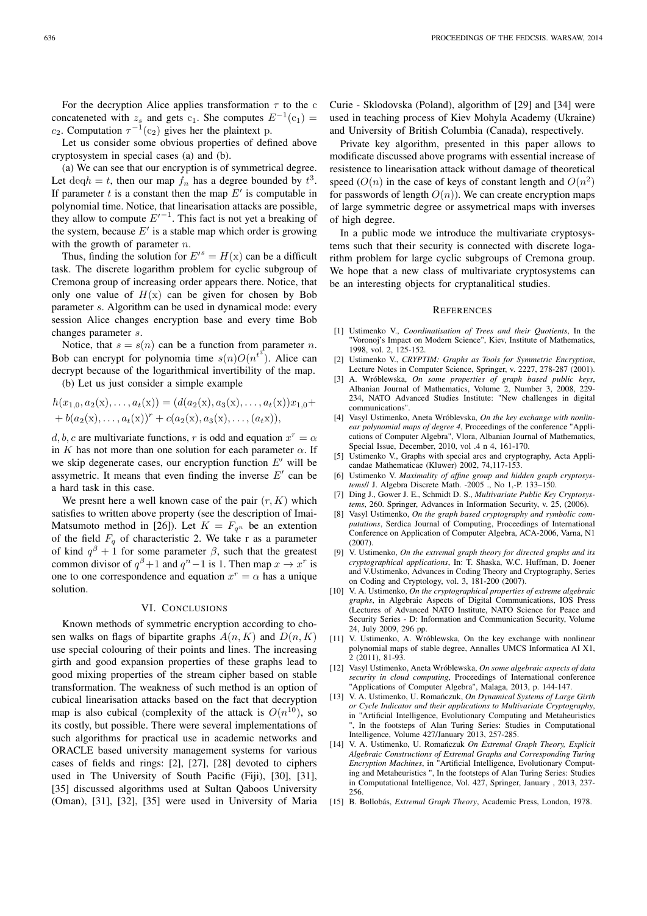For the decryption Alice applies transformation $\tau$ to the c concateneted with $z_s$ and gets $c_1$. She computes $E^{-1}(c_1) = c_2$. Computation $\tau^{-1}(c_2)$ gives her the plaintext p.

Let us consider some obvious properties of defined above cryptosystem in special cases (a) and (b).

(a) We can see that our encryption is of symmetrical degree. Let $\deg h = t$, then our map $f_n$ has a degree bounded by $t^3$. If parameter $t$ is a constant then the map $E'$ is computable in polynomial time. Notice, that linearisation attacks are possible, they allow to compute ${E'}^{-1}$. This fact is not yet a breaking of the system, because $E'$ is a stable map which order is growing with the growth of parameter $n$.

Thus, finding the solution for ${E'}^s = H(\mathrm{x})$ can be a difficult task. The discrete logarithm problem for cyclic subgroup of Cremona group of increasing order appears there. Notice, that only one value of $H(\mathrm{x})$ can be given for chosen by Bob parameter $s$. Algorithm can be used in dynamical mode: every session Alice changes encryption base and every time Bob changes parameter $s$.

Notice, that $s = s(n)$ can be a function from parameter $n$. Bob can encrypt for polynomia time $s(n)O(n^{t^3})$. Alice can decrypt because of the logarithmical invertibility of the map.

(b) Let us just consider a simple example

$$h(x_{1,0}, a_2(\mathrm{x}), \ldots, a_t(\mathrm{x})) = (d(a_2(\mathrm{x}), a_3(\mathrm{x}), \ldots, a_t(\mathrm{x}))x_{1,0} + \\ + b(a_2(\mathrm{x}), \ldots, a_t(\mathrm{x}))^r + c(a_2(\mathrm{x}), a_3(\mathrm{x}), \ldots, (a_t\mathrm{x})),$$

$d, b, c$ are multivariate functions, $r$ is odd and equation $x^r = \alpha$ in $K$ has not more than one solution for each parameter $\alpha$. If we skip degenerate cases, our encryption function $E'$ will be assymetric. It means that even finding the inverse $E'$ can be a hard task in this case.

We presnt here a well known case of the pair $(r, K)$ which satisfies to written above property (see the description of Imai-Matsumoto method in [26]). Let $K = F_{q^n}$ be an extention of the field $F_q$ of characteristic 2. We take r as a parameter of kind $q^\beta + 1$ for some parameter $\beta$, such that the greatest common divisor of $q^\beta + 1$ and $q^n - 1$ is 1. Then map $x \to x^r$ is one to one correspondence and equation $x^r = \alpha$ has a unique solution.

## VI. Conclusions

Known methods of symmetric encryption according to chosen walks on flags of bipartite graphs $A(n, K)$ and $D(n, K)$ use special colouring of their points and lines. The increasing girth and good expansion properties of these graphs lead to good mixing properties of the stream cipher based on stable transformation. The weakness of such method is an option of cubical linearisation attacks based on the fact that decryption map is also cubical (complexity of the attack is $O(n^{10})$, so its costly, but possible. There were several implementations of such algorithms for practical use in academic networks and ORACLE based university management systems for various cases of fields and rings: [2], [27], [28] devoted to ciphers used in The University of South Pacific (Fiji), [30], [31], [35] discussed algorithms used at Sultan Qaboos University (Oman), [31], [32], [35] were used in University of Maria Curie - Sklodovska (Poland), algorithm of [29] and [34] were used in teaching process of Kiev Mohyla Academy (Ukraine) and University of British Columbia (Canada), respectively.

Private key algorithm, presented in this paper allows to modificate discussed above programs with essential increase of resistence to linearisation attack without damage of theoretical speed ($O(n)$ in the case of keys of constant length and $O(n^2)$ for passwords of length $O(n)$). We can create encryption maps of large symmetric degree or assymetrical maps with inverses of high degree.

In a public mode we introduce the multivariate cryptosystems such that their security is connected with discrete logarithm problem for large cyclic subgroups of Cremona group. We hope that a new class of multivariate cryptosystems can be an interesting objects for cryptanalitical studies.

## References

[1] Ustimenko V., *Coordinatisation of Trees and their Quotients*, In the "Voronoj's Impact on Modern Science", Kiev, Institute of Mathematics, 1998, vol. 2, 125-152.

[2] Ustimenko V., *CRYPTIM: Graphs as Tools for Symmetric Encryption*, Lecture Notes in Computer Science, Springer, v. 2227, 278-287 (2001).

[3] A. Wróblewska, *On some properties of graph based public keys*, Albanian Journal of Mathematics, Volume 2, Number 3, 2008, 229-234, NATO Advanced Studies Institute: "New challenges in digital communications".

[4] Vasyl Ustimenko, Aneta Wróblevska, *On the key exchange with nonlinear polynomial maps of degree 4*, Proceedings of the conference "Applications of Computer Algebra", Vlora, Albanian Journal of Mathematics, Special Issue, December, 2010, vol .4 n 4, 161-170.

[5] Ustimenko V., Graphs with special arcs and cryptography, Acta Applicandae Mathematicae (Kluwer) 2002, 74,117-153.

[6] Ustimenko V. *Maximality of affine group and hidden graph cryptosystems//* J. Algebra Discrete Math. -2005 ., No 1,-P. 133–150.

[7] Ding J., Gower J. E., Schmidt D. S., *Multivariate Public Key Cryptosystems*, 260. Springer, Advances in Information Security, v. 25, (2006).

[8] Vasyl Ustimenko, *On the graph based cryptography and symbolic computations*, Serdica Journal of Computing, Proceedings of International Conference on Application of Computer Algebra, ACA-2006, Varna, N1 (2007).

[9] V. Ustimenko, *On the extremal graph theory for directed graphs and its cryptographical applications*, In: T. Shaska, W.C. Huffman, D. Joener and V.Ustimenko, Advances in Coding Theory and Cryptography, Series on Coding and Cryptology, vol. 3, 181-200 (2007).

[10] V. A. Ustimenko, *On the cryptographical properties of extreme algebraic graphs*, in Algebraic Aspects of Digital Communications, IOS Press (Lectures of Advanced NATO Institute, NATO Science for Peace and Security Series - D: Information and Communication Security, Volume 24, July 2009, 296 pp.

[11] V. Ustimenko, A. Wróblewska, On the key exchange with nonlinear polynomial maps of stable degree, Annalles UMCS Informatica AI X1, 2 (2011), 81-93.

[12] Vasyl Ustimenko, Aneta Wróblewska, *On some algebraic aspects of data security in cloud computing*, Proceedings of International conference "Applications of Computer Algebra", Malaga, 2013, p. 144-147.

[13] V. A. Ustimenko, U. Romańczuk, *On Dynamical Systems of Large Girth or Cycle Indicator and their applications to Multivariate Cryptography*, in "Artificial Intelligence, Evolutionary Computing and Metaheuristics ", In the footsteps of Alan Turing Series: Studies in Computational Intelligence, Volume 427/January 2013, 257-285.

[14] V. A. Ustimenko, U. Romańczuk *On Extremal Graph Theory, Explicit Algebraic Constructions of Extremal Graphs and Corresponding Turing Encryption Machines*, in "Artificial Intelligence, Evolutionary Computing and Metaheuristics ", In the footsteps of Alan Turing Series: Studies in Computational Intelligence, Vol. 427, Springer, January , 2013, 237-256.

[15] B. Bollobás, *Extremal Graph Theory*, Academic Press, London, 1978.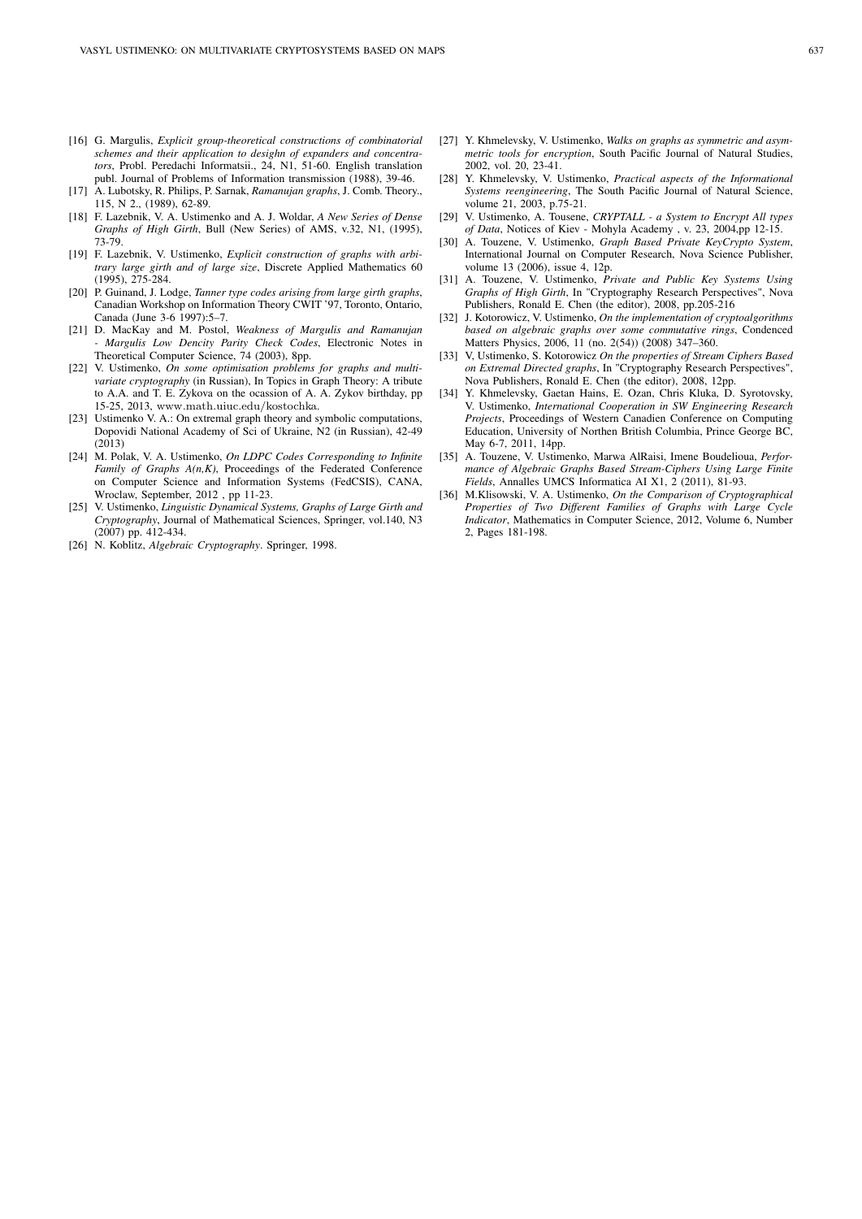[16] G. Margulis, *Explicit group-theoretical constructions of combinatorial schemes and their application to desighn of expanders and concentrators*, Probl. Peredachi Informatsii., 24, N1, 51-60. English translation publ. Journal of Problems of Information transmission (1988), 39-46.

[17] A. Lubotsky, R. Philips, P. Sarnak, *Ramanujan graphs*, J. Comb. Theory., 115, N 2., (1989), 62-89.

[18] F. Lazebnik, V. A. Ustimenko and A. J. Woldar, *A New Series of Dense Graphs of High Girth*, Bull (New Series) of AMS, v.32, N1, (1995), 73-79.

[19] F. Lazebnik, V. Ustimenko, *Explicit construction of graphs with arbitrary large girth and of large size*, Discrete Applied Mathematics 60 (1995), 275-284.

[20] P. Guinand, J. Lodge, *Tanner type codes arising from large girth graphs*, Canadian Workshop on Information Theory CWIT '97, Toronto, Ontario, Canada (June 3-6 1997):5–7.

[21] D. MacKay and M. Postol, *Weakness of Margulis and Ramanujan - Margulis Low Dencity Parity Check Codes*, Electronic Notes in Theoretical Computer Science, 74 (2003), 8pp.

[22] V. Ustimenko, *On some optimisation problems for graphs and multivariate cryptography* (in Russian), In Topics in Graph Theory: A tribute to A.A. and T. E. Zykova on the ocassion of A. A. Zykov birthday, pp 15-25, 2013, www.math.uiuc.edu/kostochka.

[23] Ustimenko V. A.: On extremal graph theory and symbolic computations, Dopovidi National Academy of Sci of Ukraine, N2 (in Russian), 42-49 (2013)

[24] M. Polak, V. A. Ustimenko, *On LDPC Codes Corresponding to Infinite Family of Graphs A(n,K)*, Proceedings of the Federated Conference on Computer Science and Information Systems (FedCSIS), CANA, Wroclaw, September, 2012 , pp 11-23.

[25] V. Ustimenko, *Linguistic Dynamical Systems, Graphs of Large Girth and Cryptography*, Journal of Mathematical Sciences, Springer, vol.140, N3 (2007) pp. 412-434.

[26] N. Koblitz, *Algebraic Cryptography*. Springer, 1998.

[27] Y. Khmelevsky, V. Ustimenko, *Walks on graphs as symmetric and asymmetric tools for encryption*, South Pacific Journal of Natural Studies, 2002, vol. 20, 23-41.

[28] Y. Khmelevsky, V. Ustimenko, *Practical aspects of the Informational Systems reengineering*, The South Pacific Journal of Natural Science, volume 21, 2003, p.75-21.

[29] V. Ustimenko, A. Tousene, *CRYPTALL - a System to Encrypt All types of Data*, Notices of Kiev - Mohyla Academy , v. 23, 2004,pp 12-15.

[30] A. Touzene, V. Ustimenko, *Graph Based Private KeyCrypto System*, International Journal on Computer Research, Nova Science Publisher, volume 13 (2006), issue 4, 12p.

[31] A. Touzene, V. Ustimenko, *Private and Public Key Systems Using Graphs of High Girth*, In "Cryptography Research Perspectives", Nova Publishers, Ronald E. Chen (the editor), 2008, pp.205-216

[32] J. Kotorowicz, V. Ustimenko, *On the implementation of cryptoalgorithms based on algebraic graphs over some commutative rings*, Condenced Matters Physics, 2006, 11 (no. 2(54)) (2008) 347–360.

[33] V, Ustimenko, S. Kotorowicz *On the properties of Stream Ciphers Based on Extremal Directed graphs*, In "Cryptography Research Perspectives", Nova Publishers, Ronald E. Chen (the editor), 2008, 12pp.

[34] Y. Khmelevsky, Gaetan Hains, E. Ozan, Chris Kluka, D. Syrotovsky, V. Ustimenko, *International Cooperation in SW Engineering Research Projects*, Proceedings of Western Canadien Conference on Computing Education, University of Northen British Columbia, Prince George BC, May 6-7, 2011, 14pp.

[35] A. Touzene, V. Ustimenko, Marwa AlRaisi, Imene Boudelioua, *Performance of Algebraic Graphs Based Stream-Ciphers Using Large Finite Fields*, Annalles UMCS Informatica AI X1, 2 (2011), 81-93.

[36] M.Klisowski, V. A. Ustimenko, *On the Comparison of Cryptographical Properties of Two Different Families of Graphs with Large Cycle Indicator*, Mathematics in Computer Science, 2012, Volume 6, Number 2, Pages 181-198.